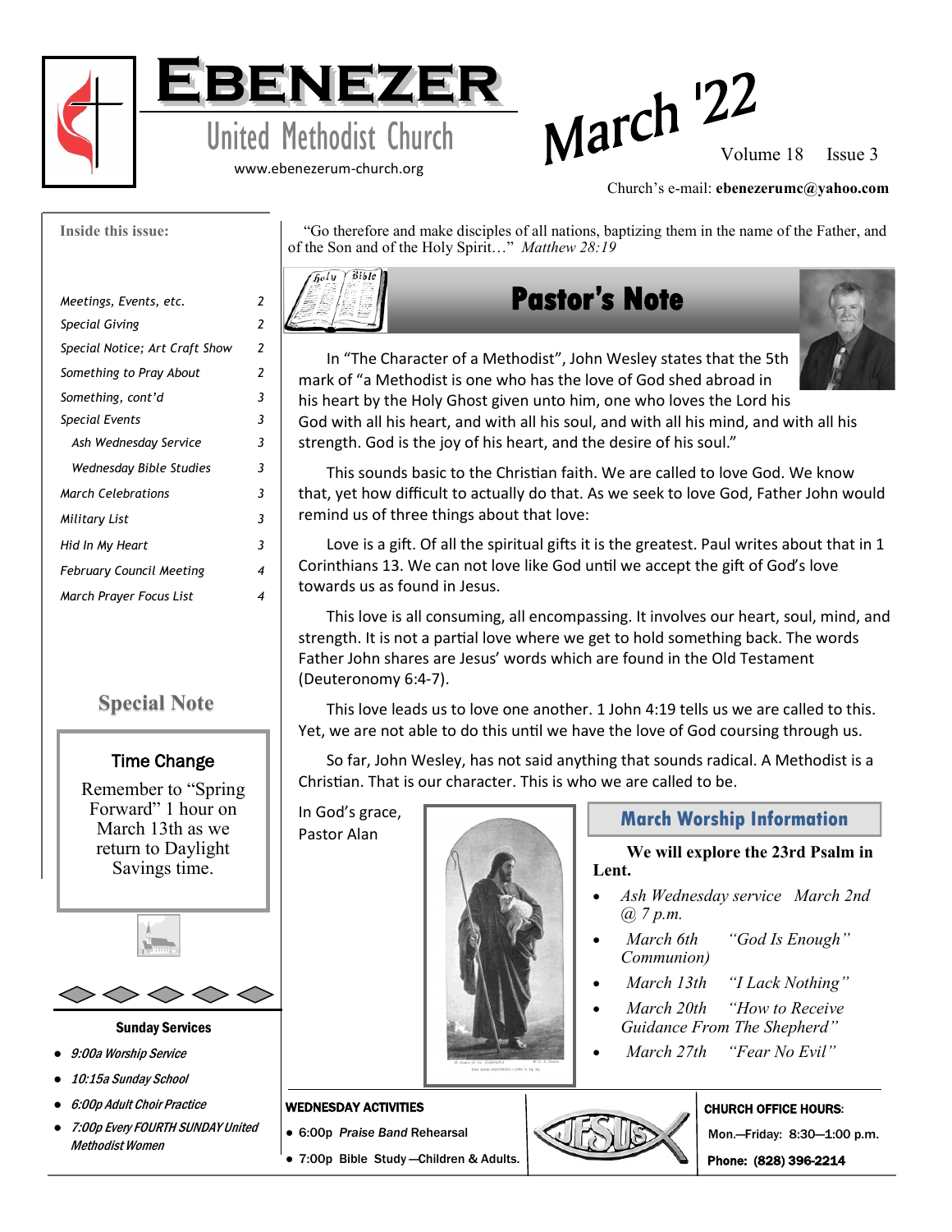# Ebenezer

## United Methodist Church

www.ebenezerum-church.org

**March '22**

Church's e-mail: **ebenezerumc@yahoo.com**

**Inside this issue:**

| | |
|---|---|
| *Meetings, Events, etc.* | *2* |
| *Special Giving* | *2* |
| *Special Notice; Art Craft Show* | *2* |
| *Something to Pray About* | *2* |
| *Something, cont'd* | *3* |
| *Special Events* | *3* |
| *Ash Wednesday Service* | *3* |
| *Wednesday Bible Studies* | *3* |
| *March Celebrations* | *3* |
| *Military List* | *3* |
| *Hid In My Heart* | *3* |
| *February Council Meeting* | *4* |
| *March Prayer Focus List* | *4* |

### Special Note

**Time Change**

Remember to "Spring Forward" 1 hour on March 13th as we return to Daylight Savings time.

**Sunday Services**

- *9:00a Worship Service*
- *10:15a Sunday School*
- *6:00p Adult Choir Practice*
- *7:00p Every FOURTH SUNDAY United Methodist Women*

"Go therefore and make disciples of all nations, baptizing them in the name of the Father, and of the Son and of the Holy Spirit…" *Matthew 28:19*

## Pastor's Note

In "The Character of a Methodist", John Wesley states that the 5th mark of "a Methodist is one who has the love of God shed abroad in his heart by the Holy Ghost given unto him, one who loves the Lord his God with all his heart, and with all his soul, and with all his mind, and with all his strength. God is the joy of his heart, and the desire of his soul."

This sounds basic to the Christian faith. We are called to love God. We know that, yet how difficult to actually do that. As we seek to love God, Father John would remind us of three things about that love:

Love is a gift. Of all the spiritual gifts it is the greatest. Paul writes about that in 1 Corinthians 13. We can not love like God until we accept the gift of God's love towards us as found in Jesus.

This love is all consuming, all encompassing. It involves our heart, soul, mind, and strength. It is not a partial love where we get to hold something back. The words Father John shares are Jesus' words which are found in the Old Testament (Deuteronomy 6:4-7).

This love leads us to love one another. 1 John 4:19 tells us we are called to this. Yet, we are not able to do this until we have the love of God coursing through us.

So far, John Wesley, has not said anything that sounds radical. A Methodist is a Christian. That is our character. This is who we are called to be.

In God's grace,
Pastor Alan

### March Worship Information

**We will explore the 23rd Psalm in Lent.**

- *Ash Wednesday service March 2nd @ 7 p.m.*
- *March 6th "God Is Enough" Communion)*
- *March 13th "I Lack Nothing"*
- *March 20th "How to Receive Guidance From The Shepherd"*
- *March 27th "Fear No Evil"*

**WEDNESDAY ACTIVITIES**

- 6:00p *Praise Band* Rehearsal
- 7:00p Bible Study—Children & Adults.

**CHURCH OFFICE HOURS:**

Mon.—Friday: 8:30—1:00 p.m.

**Phone: (828) 396-2214**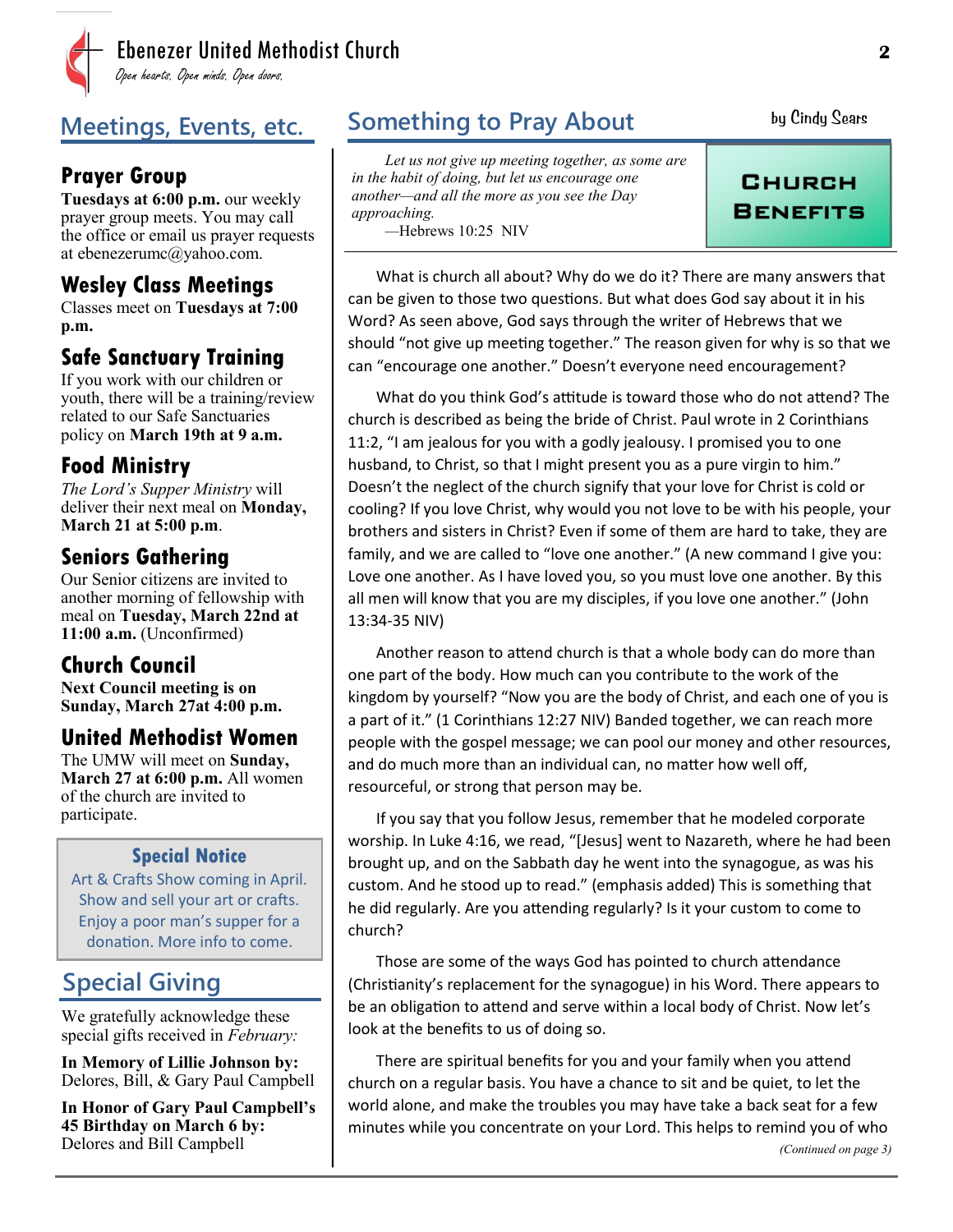## Meetings, Events, etc.

### Prayer Group

**Tuesdays at 6:00 p.m.** our weekly prayer group meets. You may call the office or email us prayer requests at ebenezerumc@yahoo.com.

### Wesley Class Meetings

Classes meet on **Tuesdays at 7:00 p.m.**

### Safe Sanctuary Training

If you work with our children or youth, there will be a training/review related to our Safe Sanctuaries policy on **March 19th at 9 a.m.**

### Food Ministry

*The Lord's Supper Ministry* will deliver their next meal on **Monday, March 21 at 5:00 p.m**.

### Seniors Gathering

Our Senior citizens are invited to another morning of fellowship with meal on **Tuesday, March 22nd at 11:00 a.m.** (Unconfirmed)

### Church Council

**Next Council meeting is on Sunday, March 27at 4:00 p.m.**

### United Methodist Women

The UMW will meet on **Sunday, March 27 at 6:00 p.m.** All women of the church are invited to participate.

### Special Notice

Art & Crafts Show coming in April. Show and sell your art or crafts. Enjoy a poor man's supper for a donation. More info to come.

## Special Giving

We gratefully acknowledge these special gifts received in *February:*

**In Memory of Lillie Johnson by:** Delores, Bill, & Gary Paul Campbell

**In Honor of Gary Paul Campbell's 45 Birthday on March 6 by:** Delores and Bill Campbell

## Something to Pray About

by Cindy Sears

### Church Benefits

*Let us not give up meeting together, as some are in the habit of doing, but let us encourage one another—and all the more as you see the Day approaching.*
—Hebrews 10:25 NIV

What is church all about? Why do we do it? There are many answers that can be given to those two questions. But what does God say about it in his Word? As seen above, God says through the writer of Hebrews that we should "not give up meeting together." The reason given for why is so that we can "encourage one another." Doesn't everyone need encouragement?

What do you think God's attitude is toward those who do not attend? The church is described as being the bride of Christ. Paul wrote in 2 Corinthians 11:2, "I am jealous for you with a godly jealousy. I promised you to one husband, to Christ, so that I might present you as a pure virgin to him." Doesn't the neglect of the church signify that your love for Christ is cold or cooling? If you love Christ, why would you not love to be with his people, your brothers and sisters in Christ? Even if some of them are hard to take, they are family, and we are called to "love one another." (A new command I give you: Love one another. As I have loved you, so you must love one another. By this all men will know that you are my disciples, if you love one another." (John 13:34-35 NIV)

Another reason to attend church is that a whole body can do more than one part of the body. How much can you contribute to the work of the kingdom by yourself? "Now you are the body of Christ, and each one of you is a part of it." (1 Corinthians 12:27 NIV) Banded together, we can reach more people with the gospel message; we can pool our money and other resources, and do much more than an individual can, no matter how well off, resourceful, or strong that person may be.

If you say that you follow Jesus, remember that he modeled corporate worship. In Luke 4:16, we read, "[Jesus] went to Nazareth, where he had been brought up, and on the Sabbath day he went into the synagogue, as was his custom. And he stood up to read." (emphasis added) This is something that he did regularly. Are you attending regularly? Is it your custom to come to church?

Those are some of the ways God has pointed to church attendance (Christianity's replacement for the synagogue) in his Word. There appears to be an obligation to attend and serve within a local body of Christ. Now let's look at the benefits to us of doing so.

There are spiritual benefits for you and your family when you attend church on a regular basis. You have a chance to sit and be quiet, to let the world alone, and make the troubles you may have take a back seat for a few minutes while you concentrate on your Lord. This helps to remind you of who

*(Continued on page 3)*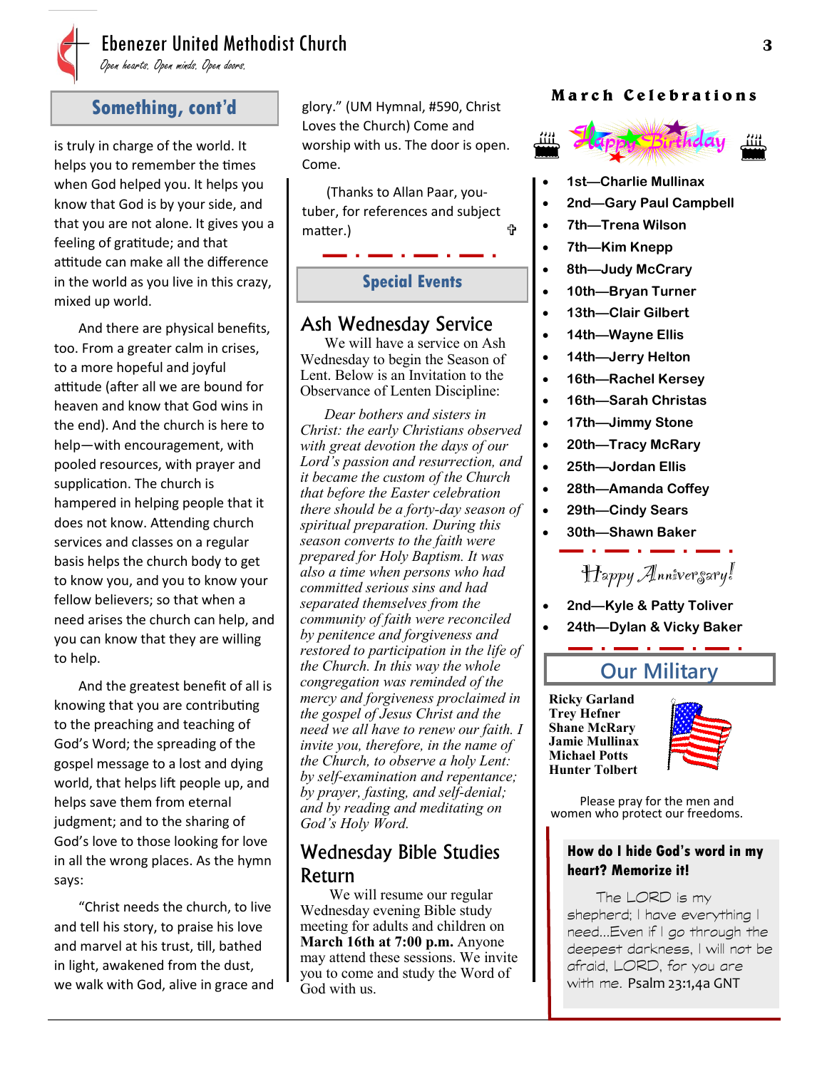## Something, cont'd

is truly in charge of the world. It helps you to remember the times when God helped you. It helps you know that God is by your side, and that you are not alone. It gives you a feeling of gratitude; and that attitude can make all the difference in the world as you live in this crazy, mixed up world.

And there are physical benefits, too. From a greater calm in crises, to a more hopeful and joyful attitude (after all we are bound for heaven and know that God wins in the end). And the church is here to help—with encouragement, with pooled resources, with prayer and supplication. The church is hampered in helping people that it does not know. Attending church services and classes on a regular basis helps the church body to get to know you, and you to know your fellow believers; so that when a need arises the church can help, and you can know that they are willing to help.

And the greatest benefit of all is knowing that you are contributing to the preaching and teaching of God's Word; the spreading of the gospel message to a lost and dying world, that helps lift people up, and helps save them from eternal judgment; and to the sharing of God's love to those looking for love in all the wrong places. As the hymn says:

"Christ needs the church, to live and tell his story, to praise his love and marvel at his trust, till, bathed in light, awakened from the dust, we walk with God, alive in grace and glory." (UM Hymnal, #590, Christ Loves the Church) Come and worship with us. The door is open. Come.

(Thanks to Allan Paar, you-tuber, for references and subject matter.) ✞

## Special Events

### Ash Wednesday Service

We will have a service on Ash Wednesday to begin the Season of Lent. Below is an Invitation to the Observance of Lenten Discipline:

*Dear bothers and sisters in Christ: the early Christians observed with great devotion the days of our Lord's passion and resurrection, and it became the custom of the Church that before the Easter celebration there should be a forty-day season of spiritual preparation. During this season converts to the faith were prepared for Holy Baptism. It was also a time when persons who had committed serious sins and had separated themselves from the community of faith were reconciled by penitence and forgiveness and restored to participation in the life of the Church. In this way the whole congregation was reminded of the mercy and forgiveness proclaimed in the gospel of Jesus Christ and the need we all have to renew our faith. I invite you, therefore, in the name of the Church, to observe a holy Lent: by self-examination and repentance; by prayer, fasting, and self-denial; and by reading and meditating on God's Holy Word.*

### Wednesday Bible Studies Return

We will resume our regular Wednesday evening Bible study meeting for adults and children on **March 16th at 7:00 p.m.** Anyone may attend these sessions. We invite you to come and study the Word of God with us.

## March Celebrations

Happy Birthday

- **1st—Charlie Mullinax**
- **2nd—Gary Paul Campbell**
- **7th—Trena Wilson**
- **7th—Kim Knepp**
- **8th—Judy McCrary**
- **10th—Bryan Turner**
- **13th—Clair Gilbert**
- **14th—Wayne Ellis**
- **14th—Jerry Helton**
- **16th—Rachel Kersey**
- **16th—Sarah Christas**
- **17th—Jimmy Stone**
- **20th—Tracy McRary**
- **25th—Jordan Ellis**
- **28th—Amanda Coffey**
- **29th—Cindy Sears**
- **30th—Shawn Baker**

Happy Anniversary!

- **2nd—Kyle & Patty Toliver**
- **24th—Dylan & Vicky Baker**

## Our Military

**Ricky Garland**
**Trey Hefner**
**Shane McRary**
**Jamie Mullinax**
**Michael Potts**
**Hunter Tolbert**

Please pray for the men and women who protect our freedoms.

**How do I hide God's word in my heart? Memorize it!**

The LORD is my shepherd; I have everything I need...Even if I go through the deepest darkness, I will not be afraid, LORD, for you are with me. Psalm 23:1,4a GNT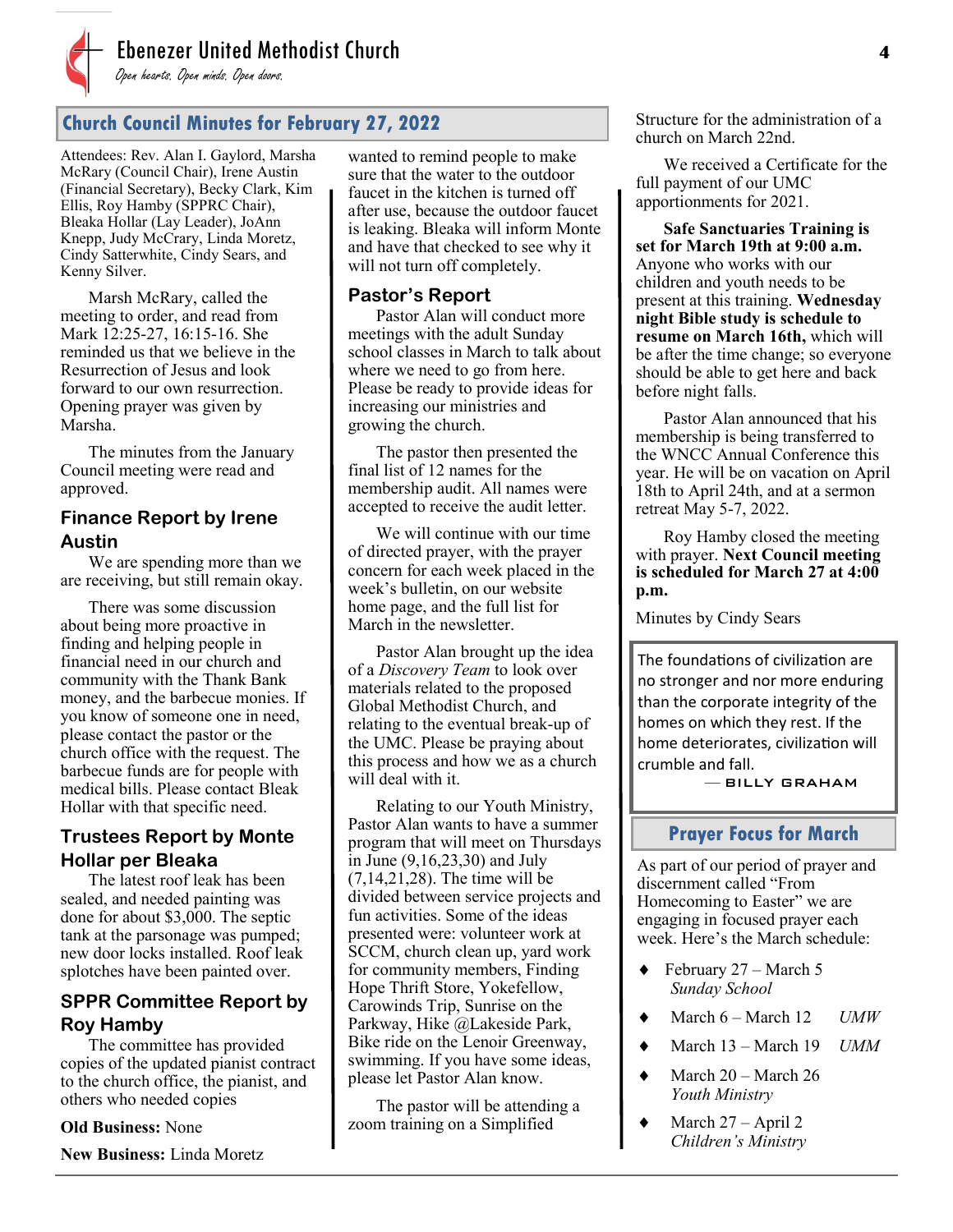## Church Council Minutes for February 27, 2022

Attendees: Rev. Alan I. Gaylord, Marsha McRary (Council Chair), Irene Austin (Financial Secretary), Becky Clark, Kim Ellis, Roy Hamby (SPPRC Chair), Bleaka Hollar (Lay Leader), JoAnn Knepp, Judy McCrary, Linda Moretz, Cindy Satterwhite, Cindy Sears, and Kenny Silver.

Marsh McRary, called the meeting to order, and read from Mark 12:25-27, 16:15-16. She reminded us that we believe in the Resurrection of Jesus and look forward to our own resurrection. Opening prayer was given by Marsha.

The minutes from the January Council meeting were read and approved.

### Finance Report by Irene Austin

We are spending more than we are receiving, but still remain okay.

There was some discussion about being more proactive in finding and helping people in financial need in our church and community with the Thank Bank money, and the barbecue monies. If you know of someone one in need, please contact the pastor or the church office with the request. The barbecue funds are for people with medical bills. Please contact Bleak Hollar with that specific need.

### Trustees Report by Monte Hollar per Bleaka

The latest roof leak has been sealed, and needed painting was done for about $3,000. The septic tank at the parsonage was pumped; new door locks installed. Roof leak splotches have been painted over.

### SPPR Committee Report by Roy Hamby

The committee has provided copies of the updated pianist contract to the church office, the pianist, and others who needed copies

**Old Business:** None

**New Business:** Linda Moretz wanted to remind people to make sure that the water to the outdoor faucet in the kitchen is turned off after use, because the outdoor faucet is leaking. Bleaka will inform Monte and have that checked to see why it will not turn off completely.

### Pastor's Report

Pastor Alan will conduct more meetings with the adult Sunday school classes in March to talk about where we need to go from here. Please be ready to provide ideas for increasing our ministries and growing the church.

The pastor then presented the final list of 12 names for the membership audit. All names were accepted to receive the audit letter.

We will continue with our time of directed prayer, with the prayer concern for each week placed in the week's bulletin, on our website home page, and the full list for March in the newsletter.

Pastor Alan brought up the idea of a *Discovery Team* to look over materials related to the proposed Global Methodist Church, and relating to the eventual break-up of the UMC. Please be praying about this process and how we as a church will deal with it.

Relating to our Youth Ministry, Pastor Alan wants to have a summer program that will meet on Thursdays in June (9,16,23,30) and July (7,14,21,28). The time will be divided between service projects and fun activities. Some of the ideas presented were: volunteer work at SCCM, church clean up, yard work for community members, Finding Hope Thrift Store, Yokefellow, Carowinds Trip, Sunrise on the Parkway, Hike @Lakeside Park, Bike ride on the Lenoir Greenway, swimming. If you have some ideas, please let Pastor Alan know.

The pastor will be attending a zoom training on a Simplified Structure for the administration of a church on March 22nd.

We received a Certificate for the full payment of our UMC apportionments for 2021.

**Safe Sanctuaries Training is set for March 19th at 9:00 a.m.** Anyone who works with our children and youth needs to be present at this training. **Wednesday night Bible study is schedule to resume on March 16th,** which will be after the time change; so everyone should be able to get here and back before night falls.

Pastor Alan announced that his membership is being transferred to the WNCC Annual Conference this year. He will be on vacation on April 18th to April 24th, and at a sermon retreat May 5-7, 2022.

Roy Hamby closed the meeting with prayer. **Next Council meeting is scheduled for March 27 at 4:00 p.m.**

Minutes by Cindy Sears

> The foundations of civilization are no stronger and nor more enduring than the corporate integrity of the homes on which they rest. If the home deteriorates, civilization will crumble and fall.
>
> — BILLY GRAHAM

## Prayer Focus for March

As part of our period of prayer and discernment called "From Homecoming to Easter" we are engaging in focused prayer each week. Here's the March schedule:

- February 27 – March 5 *Sunday School*
- March 6 – March 12 *UMW*
- March 13 – March 19 *UMM*
- March 20 – March 26 *Youth Ministry*
- March 27 – April 2 *Children's Ministry*